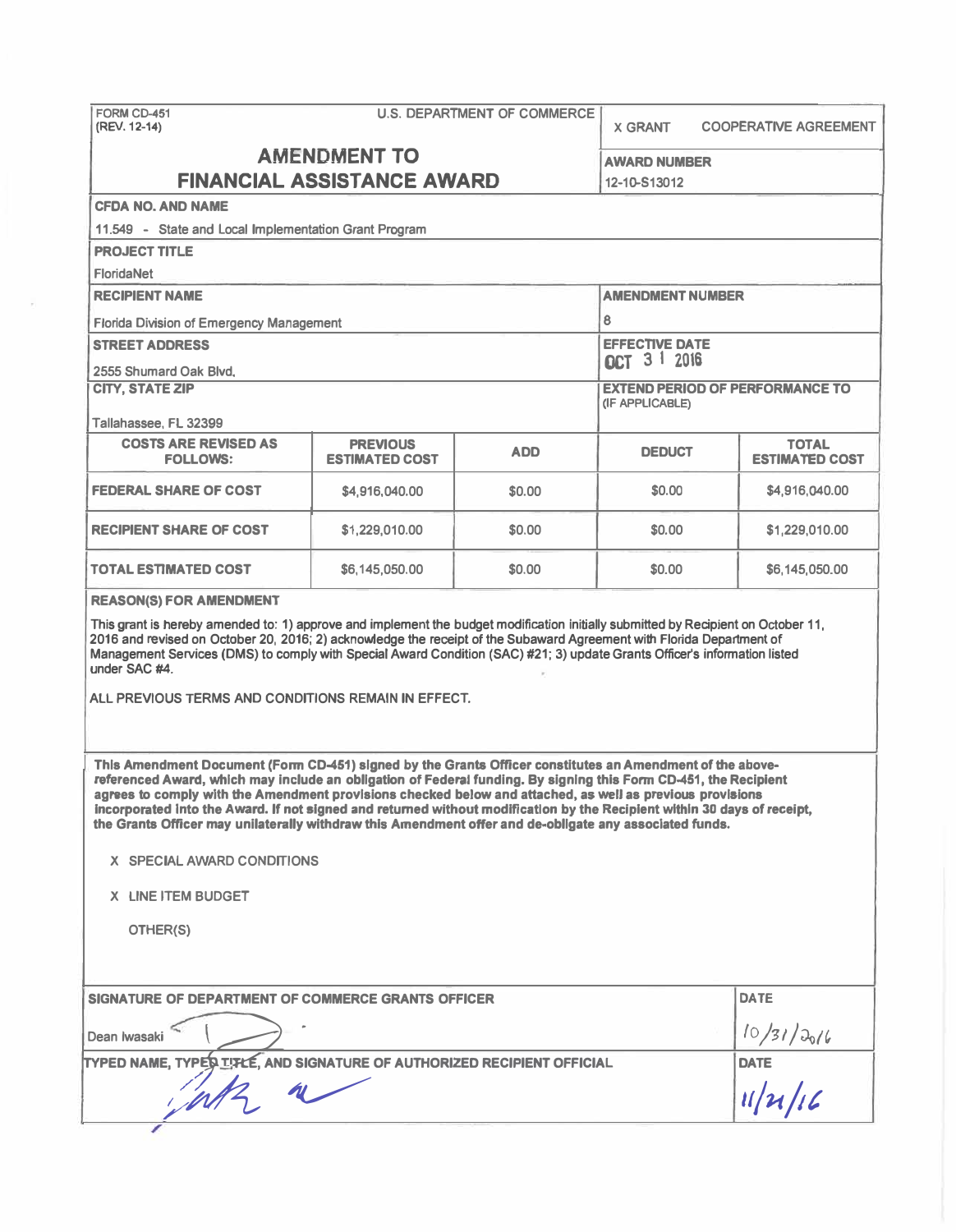FORM CD-451
(REV. 12-14)

U.S. DEPARTMENT OF COMMERCE

X GRANT    COOPERATIVE AGREEMENT

# AMENDMENT TO FINANCIAL ASSISTANCE AWARD

**AWARD NUMBER**
12-10-S13012

**CFDA NO. AND NAME**
11.549 - State and Local Implementation Grant Program

**PROJECT TITLE**
FloridaNet

**RECIPIENT NAME**
Florida Division of Emergency Management

**AMENDMENT NUMBER**
8

**STREET ADDRESS**
2555 Shumard Oak Blvd.

**EFFECTIVE DATE**
OCT 31 2016

**CITY, STATE ZIP**
Tallahassee, FL 32399

**EXTEND PERIOD OF PERFORMANCE TO**
(IF APPLICABLE)

| COSTS ARE REVISED AS FOLLOWS: | PREVIOUS ESTIMATED COST | ADD | DEDUCT | TOTAL ESTIMATED COST |
|---|---|---|---|---|
| FEDERAL SHARE OF COST | $4,916,040.00 | $0.00 | $0.00 | $4,916,040.00 |
| RECIPIENT SHARE OF COST | $1,229,010.00 | $0.00 | $0.00 | $1,229,010.00 |
| TOTAL ESTIMATED COST | $6,145,050.00 | $0.00 | $0.00 | $6,145,050.00 |

**REASON(S) FOR AMENDMENT**

This grant is hereby amended to: 1) approve and implement the budget modification initially submitted by Recipient on October 11, 2016 and revised on October 20, 2016; 2) acknowledge the receipt of the Subaward Agreement with Florida Department of Management Services (DMS) to comply with Special Award Condition (SAC) #21; 3) update Grants Officer's information listed under SAC #4.

ALL PREVIOUS TERMS AND CONDITIONS REMAIN IN EFFECT.

**This Amendment Document (Form CD-451) signed by the Grants Officer constitutes an Amendment of the above-referenced Award, which may include an obligation of Federal funding. By signing this Form CD-451, the Recipient agrees to comply with the Amendment provisions checked below and attached, as well as previous provisions incorporated into the Award. If not signed and returned without modification by the Recipient within 30 days of receipt, the Grants Officer may unilaterally withdraw this Amendment offer and de-obligate any associated funds.**

X SPECIAL AWARD CONDITIONS

X LINE ITEM BUDGET

OTHER(S)

**SIGNATURE OF DEPARTMENT OF COMMERCE GRANTS OFFICER**
Dean Iwasaki

**DATE**
10/31/2016

**TYPED NAME, TYPED TITLE, AND SIGNATURE OF AUTHORIZED RECIPIENT OFFICIAL**

**DATE**
11/21/16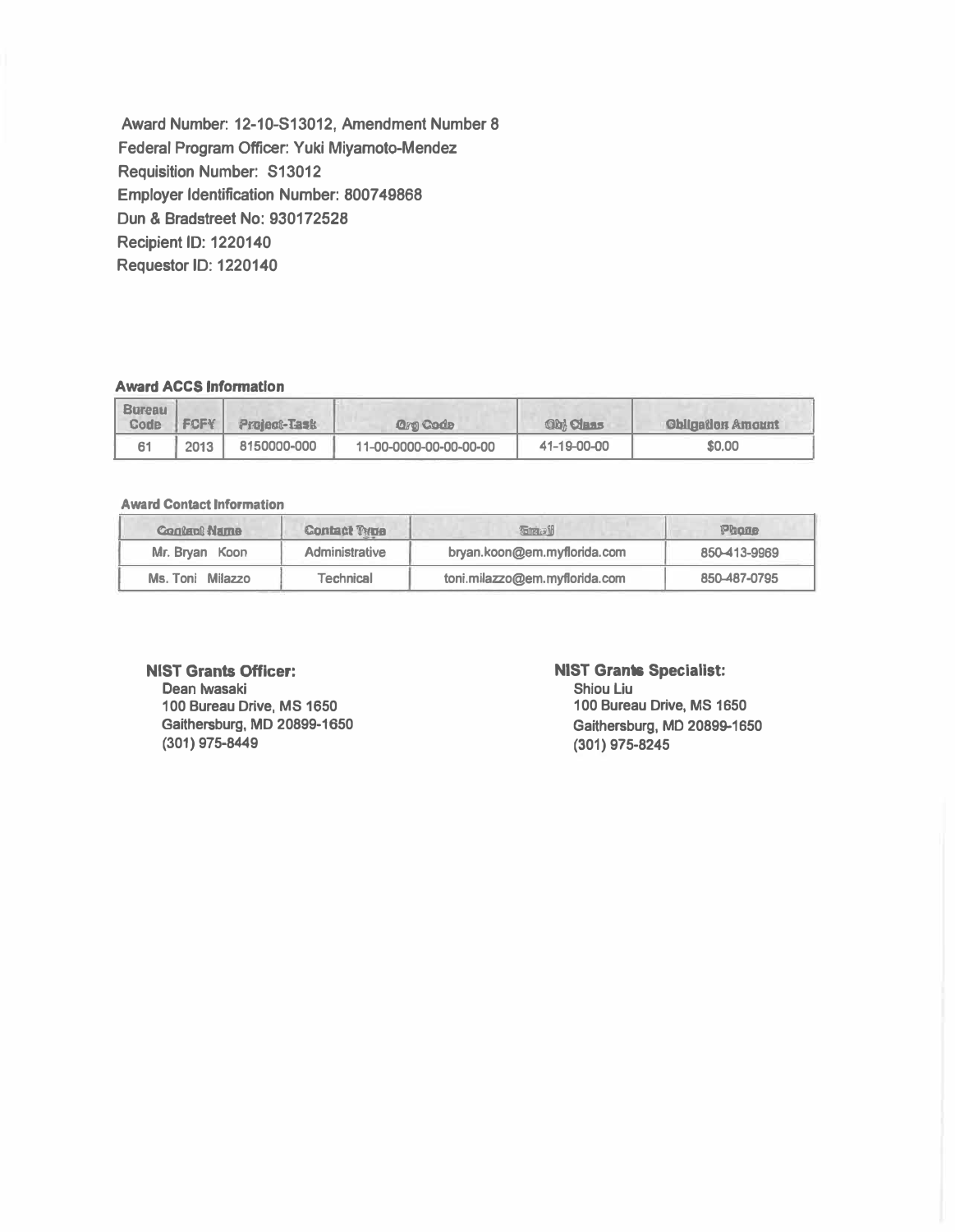Award Number: 12-10-S13012, Amendment Number 8
Federal Program Officer: Yuki Miyamoto-Mendez
Requisition Number: S13012
Employer Identification Number: 800749868
Dun & Bradstreet No: 930172528
Recipient ID: 1220140
Requestor ID: 1220140

**Award ACCS Information**

| Bureau Code | FCFY | Project-Task | Org Code | Obj Class | Obligation Amount |
|---|---|---|---|---|---|
| 61 | 2013 | 8150000-000 | 11-00-0000-00-00-00-00 | 41-19-00-00 | $0.00 |

**Award Contact Information**

| Contact Name | Contact Type | Email | Phone |
|---|---|---|---|
| Mr. Bryan Koon | Administrative | bryan.koon@em.myflorida.com | 850-413-9969 |
| Ms. Toni Milazzo | Technical | toni.milazzo@em.myflorida.com | 850-487-0795 |

**NIST Grants Officer:**
Dean Iwasaki
100 Bureau Drive, MS 1650
Gaithersburg, MD 20899-1650
(301) 975-8449

**NIST Grants Specialist:**
Shiou Liu
100 Bureau Drive, MS 1650
Gaithersburg, MD 20899-1650
(301) 975-8245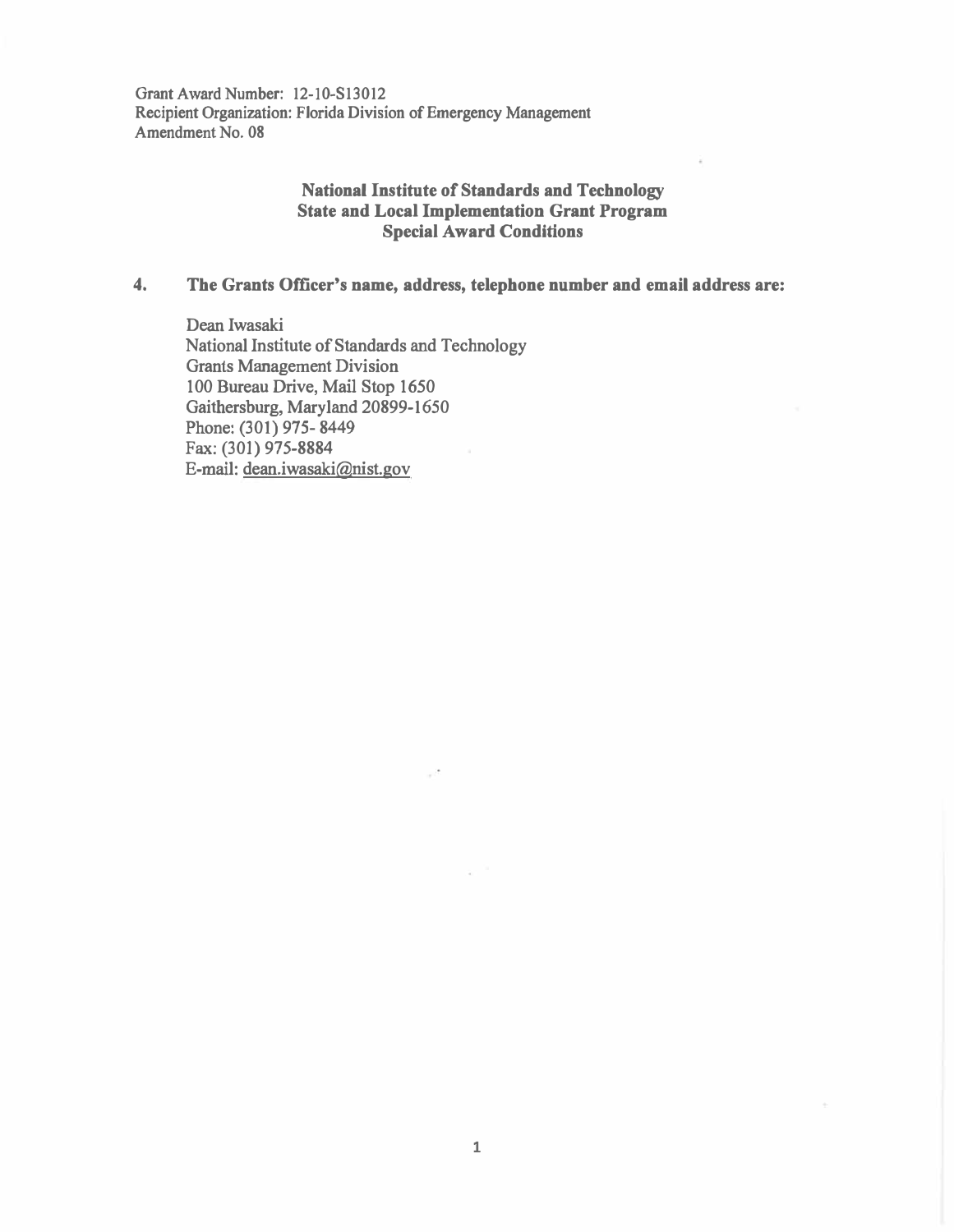Grant Award Number: 12-10-S13012
Recipient Organization: Florida Division of Emergency Management
Amendment No. 08

**National Institute of Standards and Technology**
**State and Local Implementation Grant Program**
**Special Award Conditions**

**4. The Grants Officer's name, address, telephone number and email address are:**

Dean Iwasaki
National Institute of Standards and Technology
Grants Management Division
100 Bureau Drive, Mail Stop 1650
Gaithersburg, Maryland 20899-1650
Phone: (301) 975- 8449
Fax: (301) 975-8884
E-mail: dean.iwasaki@nist.gov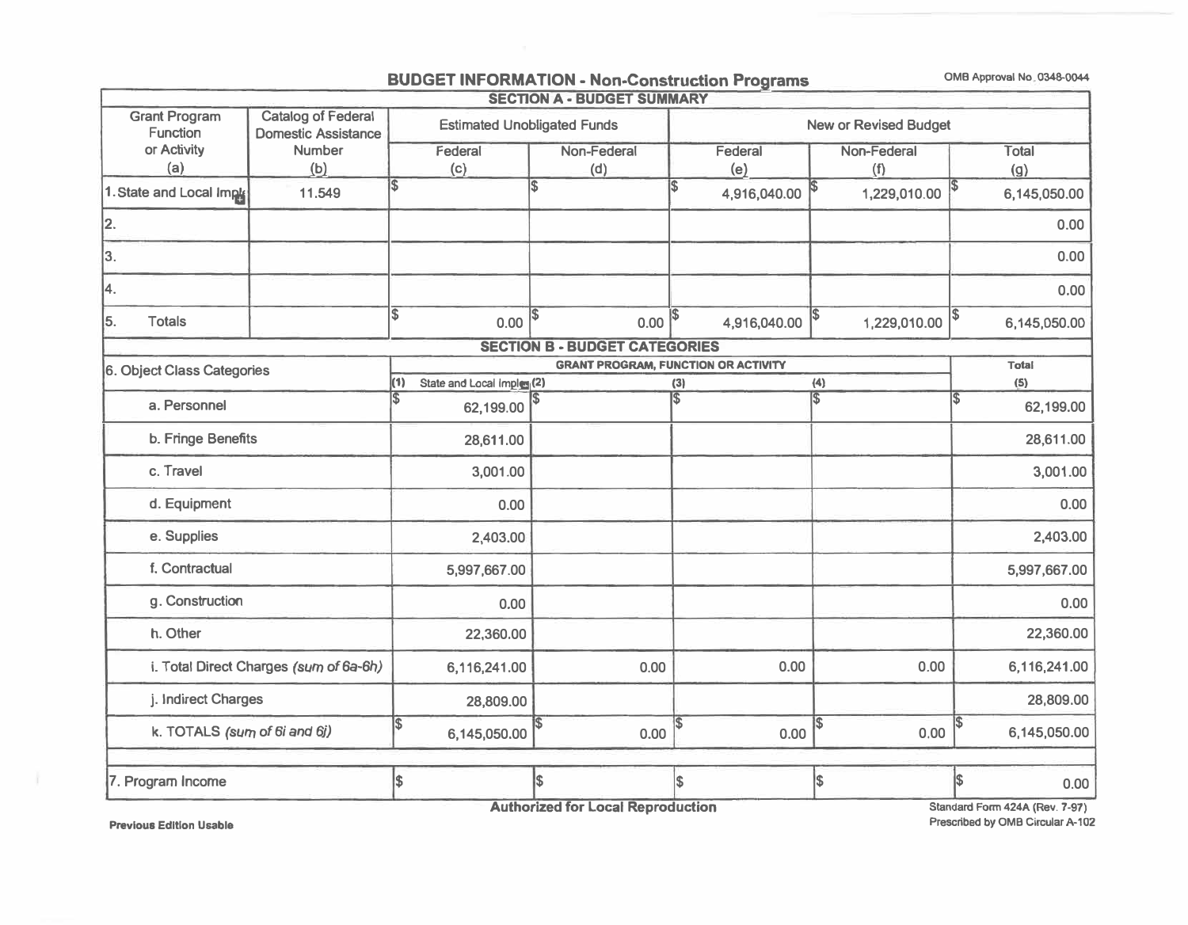# BUDGET INFORMATION - Non-Construction Programs

OMB Approval No. 0348-0044

## SECTION A - BUDGET SUMMARY

| Grant Program Function or Activity (a) | Catalog of Federal Domestic Assistance Number (b) | Estimated Unobligated Funds Federal (c) | Estimated Unobligated Funds Non-Federal (d) | New or Revised Budget Federal (e) | New or Revised Budget Non-Federal (f) | New or Revised Budget Total (g) |
|---|---|---|---|---|---|---|
| 1. State and Local Imple | 11.549 | $ | $ | $ 4,916,040.00 | $ 1,229,010.00 | $ 6,145,050.00 |
| 2. | | | | | | 0.00 |
| 3. | | | | | | 0.00 |
| 4. | | | | | | 0.00 |
| 5. Totals | | $ 0.00 | $ 0.00 | $ 4,916,040.00 | $ 1,229,010.00 | $ 6,145,050.00 |

## SECTION B - BUDGET CATEGORIES

| 6. Object Class Categories | GRANT PROGRAM, FUNCTION OR ACTIVITY (1) State and Local Imple | (2) | (3) | (4) | Total (5) |
|---|---|---|---|---|---|
| a. Personnel | $ 62,199.00 | $ | $ | $ | $ 62,199.00 |
| b. Fringe Benefits | 28,611.00 | | | | 28,611.00 |
| c. Travel | 3,001.00 | | | | 3,001.00 |
| d. Equipment | 0.00 | | | | 0.00 |
| e. Supplies | 2,403.00 | | | | 2,403.00 |
| f. Contractual | 5,997,667.00 | | | | 5,997,667.00 |
| g. Construction | 0.00 | | | | 0.00 |
| h. Other | 22,360.00 | | | | 22,360.00 |
| i. Total Direct Charges *(sum of 6a-6h)* | 6,116,241.00 | 0.00 | 0.00 | 0.00 | 6,116,241.00 |
| j. Indirect Charges | 28,809.00 | | | | 28,809.00 |
| k. TOTALS *(sum of 6i and 6j)* | $ 6,145,050.00 | $ 0.00 | $ 0.00 | $ 0.00 | $ 6,145,050.00 |
| 7. Program Income | $ | $ | $ | $ | $ 0.00 |

**Authorized for Local Reproduction**

**Previous Edition Usable**

**Standard Form 424A (Rev. 7-97)**
**Prescribed by OMB Circular A-102**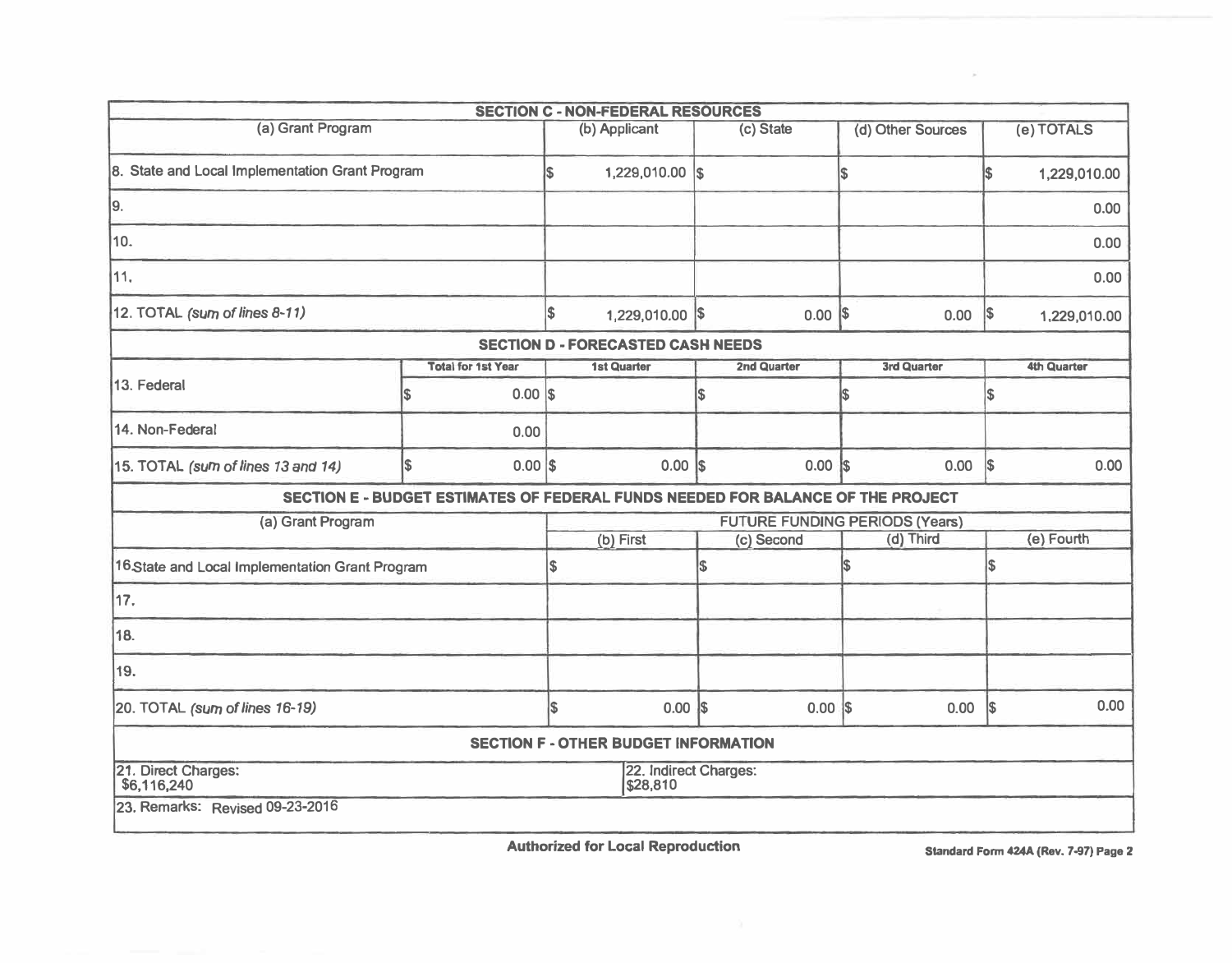| SECTION C - NON-FEDERAL RESOURCES | | | | |
|---|---|---|---|---|
| (a) Grant Program | (b) Applicant | (c) State | (d) Other Sources | (e) TOTALS |
| 8. State and Local Implementation Grant Program | $ 1,229,010.00 | $ | $ | $ 1,229,010.00 |
| 9. | | | | 0.00 |
| 10. | | | | 0.00 |
| 11. | | | | 0.00 |
| 12. TOTAL *(sum of lines 8-11)* | $ 1,229,010.00 | $ 0.00 | $ 0.00 | $ 1,229,010.00 |

| SECTION D - FORECASTED CASH NEEDS | | | | | |
|---|---|---|---|---|---|
| | Total for 1st Year | 1st Quarter | 2nd Quarter | 3rd Quarter | 4th Quarter |
| 13. Federal | $ 0.00 | $ | $ | $ | $ |
| 14. Non-Federal | 0.00 | | | | |
| 15. TOTAL *(sum of lines 13 and 14)* | $ 0.00 | $ 0.00 | $ 0.00 | $ 0.00 | $ 0.00 |

| SECTION E - BUDGET ESTIMATES OF FEDERAL FUNDS NEEDED FOR BALANCE OF THE PROJECT | | | | |
|---|---|---|---|---|
| (a) Grant Program | FUTURE FUNDING PERIODS (Years) | | | |
| | (b) First | (c) Second | (d) Third | (e) Fourth |
| 16. State and Local Implementation Grant Program | $ | $ | $ | $ |
| 17. | | | | |
| 18. | | | | |
| 19. | | | | |
| 20. TOTAL *(sum of lines 16-19)* | $ 0.00 | $ 0.00 | $ 0.00 | $ 0.00 |

| SECTION F - OTHER BUDGET INFORMATION | |
|---|---|
| 21. Direct Charges: $6,116,240 | 22. Indirect Charges: $28,810 |
| 23. Remarks: Revised 09-23-2016 | |

**Authorized for Local Reproduction**

**Standard Form 424A (Rev. 7-97) Page 2**